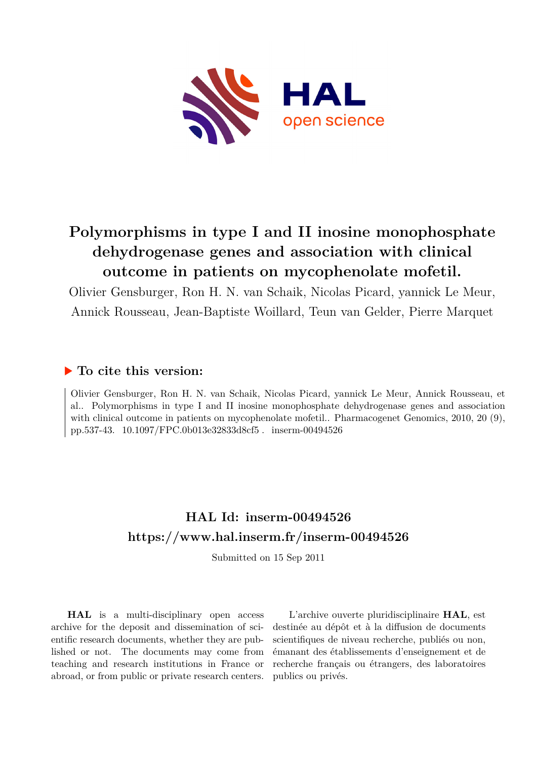# Polymorphisms in type I and II inosine monophosphate dehydrogenase genes and association with clinical outcome in patients on mycophenolate mofetil.

Olivier Gensburger, Ron H. N. van Schaik, Nicolas Picard, yannick Le Meur, Annick Rousseau, Jean-Baptiste Woillard, Teun van Gelder, Pierre Marquet

## ▶ To cite this version:

Olivier Gensburger, Ron H. N. van Schaik, Nicolas Picard, yannick Le Meur, Annick Rousseau, et al.. Polymorphisms in type I and II inosine monophosphate dehydrogenase genes and association with clinical outcome in patients on mycophenolate mofetil.. Pharmacogenet Genomics, 2010, 20 (9), pp.537-43. 10.1097/FPC.0b013e32833d8cf5 . inserm-00494526

## HAL Id: inserm-00494526
## https://www.hal.inserm.fr/inserm-00494526

Submitted on 15 Sep 2011

**HAL** is a multi-disciplinary open access archive for the deposit and dissemination of scientific research documents, whether they are published or not. The documents may come from teaching and research institutions in France or abroad, or from public or private research centers.

L'archive ouverte pluridisciplinaire **HAL**, est destinée au dépôt et à la diffusion de documents scientifiques de niveau recherche, publiés ou non, émanant des établissements d'enseignement et de recherche français ou étrangers, des laboratoires publics ou privés.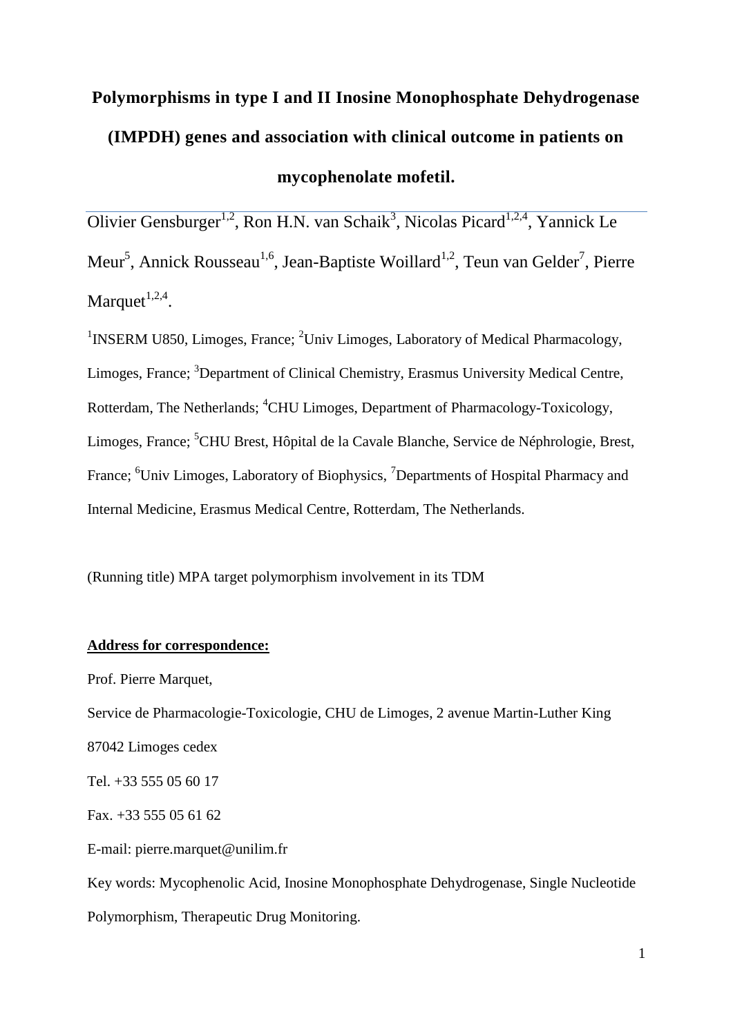# Polymorphisms in type I and II Inosine Monophosphate Dehydrogenase (IMPDH) genes and association with clinical outcome in patients on mycophenolate mofetil.

Olivier Gensburger[1,2], Ron H.N. van Schaik[3], Nicolas Picard[1,2,4], Yannick Le Meur[5], Annick Rousseau[1,6], Jean-Baptiste Woillard[1,2], Teun van Gelder[7], Pierre Marquet[1,2,4].

[1]INSERM U850, Limoges, France; [2]Univ Limoges, Laboratory of Medical Pharmacology, Limoges, France; [3]Department of Clinical Chemistry, Erasmus University Medical Centre, Rotterdam, The Netherlands; [4]CHU Limoges, Department of Pharmacology-Toxicology, Limoges, France; [5]CHU Brest, Hôpital de la Cavale Blanche, Service de Néphrologie, Brest, France; [6]Univ Limoges, Laboratory of Biophysics, [7]Departments of Hospital Pharmacy and Internal Medicine, Erasmus Medical Centre, Rotterdam, The Netherlands.

(Running title) MPA target polymorphism involvement in its TDM

**Address for correspondence:**

Prof. Pierre Marquet,

Service de Pharmacologie-Toxicologie, CHU de Limoges, 2 avenue Martin-Luther King

87042 Limoges cedex

Tel. +33 555 05 60 17

Fax. +33 555 05 61 62

E-mail: pierre.marquet@unilim.fr

Key words: Mycophenolic Acid, Inosine Monophosphate Dehydrogenase, Single Nucleotide Polymorphism, Therapeutic Drug Monitoring.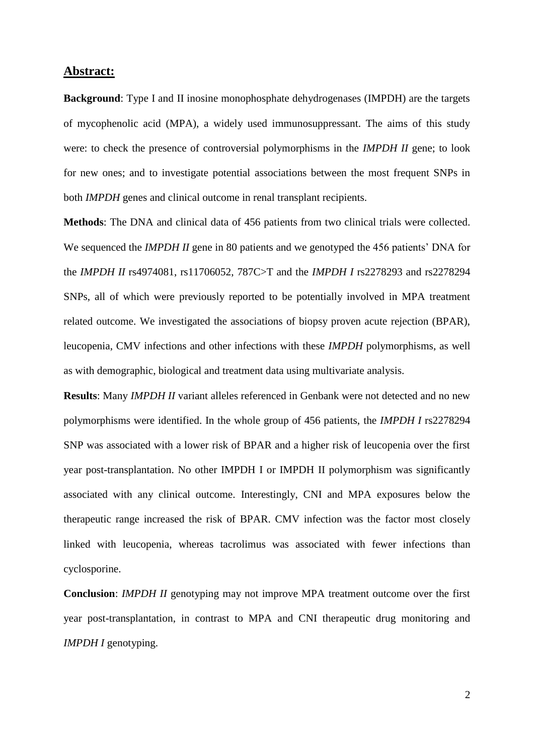## Abstract:

**Background**: Type I and II inosine monophosphate dehydrogenases (IMPDH) are the targets of mycophenolic acid (MPA), a widely used immunosuppressant. The aims of this study were: to check the presence of controversial polymorphisms in the *IMPDH II* gene; to look for new ones; and to investigate potential associations between the most frequent SNPs in both *IMPDH* genes and clinical outcome in renal transplant recipients.

**Methods**: The DNA and clinical data of 456 patients from two clinical trials were collected. We sequenced the *IMPDH II* gene in 80 patients and we genotyped the 456 patients' DNA for the *IMPDH II* rs4974081, rs11706052, 787C>T and the *IMPDH I* rs2278293 and rs2278294 SNPs, all of which were previously reported to be potentially involved in MPA treatment related outcome. We investigated the associations of biopsy proven acute rejection (BPAR), leucopenia, CMV infections and other infections with these *IMPDH* polymorphisms, as well as with demographic, biological and treatment data using multivariate analysis.

**Results**: Many *IMPDH II* variant alleles referenced in Genbank were not detected and no new polymorphisms were identified. In the whole group of 456 patients, the *IMPDH I* rs2278294 SNP was associated with a lower risk of BPAR and a higher risk of leucopenia over the first year post-transplantation. No other IMPDH I or IMPDH II polymorphism was significantly associated with any clinical outcome. Interestingly, CNI and MPA exposures below the therapeutic range increased the risk of BPAR. CMV infection was the factor most closely linked with leucopenia, whereas tacrolimus was associated with fewer infections than cyclosporine.

**Conclusion**: *IMPDH II* genotyping may not improve MPA treatment outcome over the first year post-transplantation, in contrast to MPA and CNI therapeutic drug monitoring and *IMPDH I* genotyping.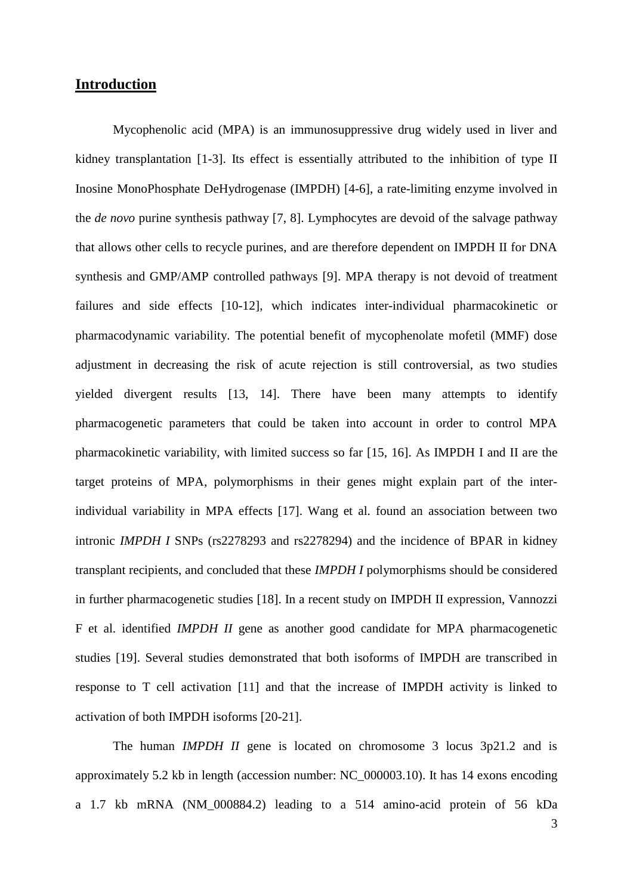## Introduction

Mycophenolic acid (MPA) is an immunosuppressive drug widely used in liver and kidney transplantation [1-3]. Its effect is essentially attributed to the inhibition of type II Inosine MonoPhosphate DeHydrogenase (IMPDH) [4-6], a rate-limiting enzyme involved in the *de novo* purine synthesis pathway [7, 8]. Lymphocytes are devoid of the salvage pathway that allows other cells to recycle purines, and are therefore dependent on IMPDH II for DNA synthesis and GMP/AMP controlled pathways [9]. MPA therapy is not devoid of treatment failures and side effects [10-12], which indicates inter-individual pharmacokinetic or pharmacodynamic variability. The potential benefit of mycophenolate mofetil (MMF) dose adjustment in decreasing the risk of acute rejection is still controversial, as two studies yielded divergent results [13, 14]. There have been many attempts to identify pharmacogenetic parameters that could be taken into account in order to control MPA pharmacokinetic variability, with limited success so far [15, 16]. As IMPDH I and II are the target proteins of MPA, polymorphisms in their genes might explain part of the inter-individual variability in MPA effects [17]. Wang et al. found an association between two intronic *IMPDH I* SNPs (rs2278293 and rs2278294) and the incidence of BPAR in kidney transplant recipients, and concluded that these *IMPDH I* polymorphisms should be considered in further pharmacogenetic studies [18]. In a recent study on IMPDH II expression, Vannozzi F et al. identified *IMPDH II* gene as another good candidate for MPA pharmacogenetic studies [19]. Several studies demonstrated that both isoforms of IMPDH are transcribed in response to T cell activation [11] and that the increase of IMPDH activity is linked to activation of both IMPDH isoforms [20-21].

The human *IMPDH II* gene is located on chromosome 3 locus 3p21.2 and is approximately 5.2 kb in length (accession number: NC_000003.10). It has 14 exons encoding a 1.7 kb mRNA (NM_000884.2) leading to a 514 amino-acid protein of 56 kDa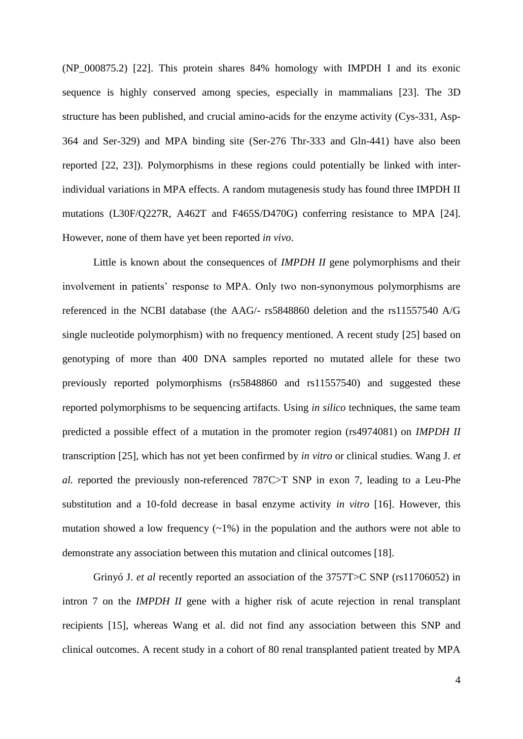(NP_000875.2) [22]. This protein shares 84% homology with IMPDH I and its exonic sequence is highly conserved among species, especially in mammalians [23]. The 3D structure has been published, and crucial amino-acids for the enzyme activity (Cys-331, Asp-364 and Ser-329) and MPA binding site (Ser-276 Thr-333 and Gln-441) have also been reported [22, 23]). Polymorphisms in these regions could potentially be linked with inter-individual variations in MPA effects. A random mutagenesis study has found three IMPDH II mutations (L30F/Q227R, A462T and F465S/D470G) conferring resistance to MPA [24]. However, none of them have yet been reported *in vivo*.

Little is known about the consequences of *IMPDH II* gene polymorphisms and their involvement in patients' response to MPA. Only two non-synonymous polymorphisms are referenced in the NCBI database (the AAG/- rs5848860 deletion and the rs11557540 A/G single nucleotide polymorphism) with no frequency mentioned. A recent study [25] based on genotyping of more than 400 DNA samples reported no mutated allele for these two previously reported polymorphisms (rs5848860 and rs11557540) and suggested these reported polymorphisms to be sequencing artifacts. Using *in silico* techniques, the same team predicted a possible effect of a mutation in the promoter region (rs4974081) on *IMPDH II* transcription [25], which has not yet been confirmed by *in vitro* or clinical studies. Wang J. *et al.* reported the previously non-referenced 787C>T SNP in exon 7, leading to a Leu-Phe substitution and a 10-fold decrease in basal enzyme activity *in vitro* [16]. However, this mutation showed a low frequency (~1%) in the population and the authors were not able to demonstrate any association between this mutation and clinical outcomes [18].

Grinyó J. *et al* recently reported an association of the 3757T>C SNP (rs11706052) in intron 7 on the *IMPDH II* gene with a higher risk of acute rejection in renal transplant recipients [15], whereas Wang et al. did not find any association between this SNP and clinical outcomes. A recent study in a cohort of 80 renal transplanted patient treated by MPA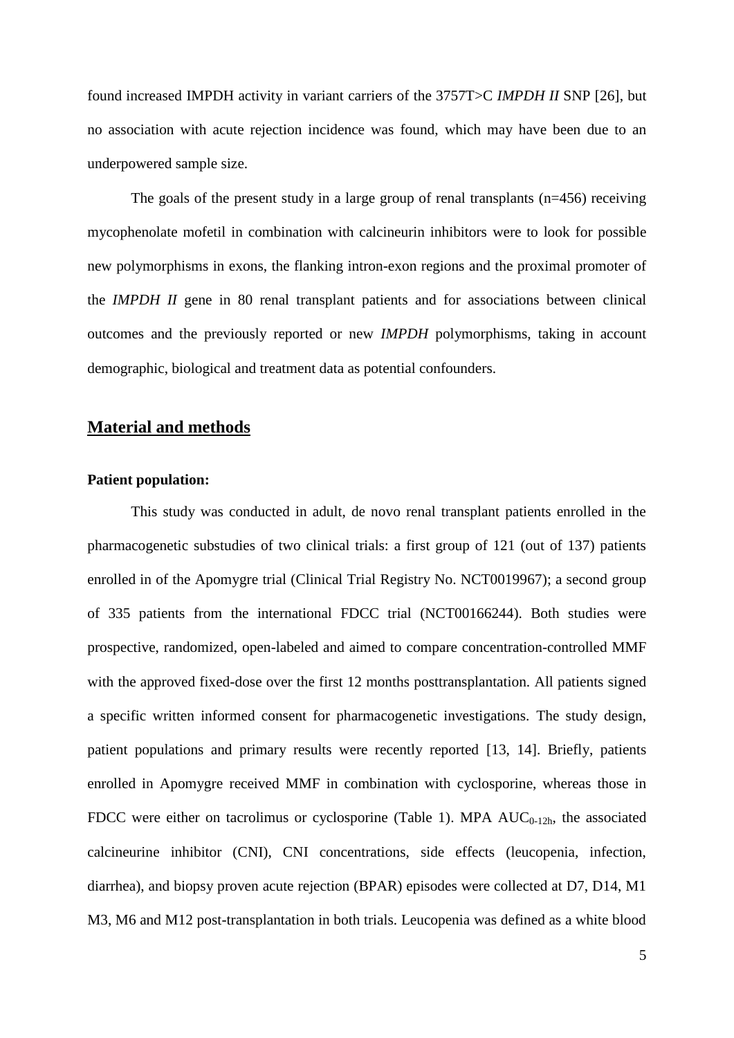found increased IMPDH activity in variant carriers of the 3757T>C *IMPDH II* SNP [26], but no association with acute rejection incidence was found, which may have been due to an underpowered sample size.

The goals of the present study in a large group of renal transplants (n=456) receiving mycophenolate mofetil in combination with calcineurin inhibitors were to look for possible new polymorphisms in exons, the flanking intron-exon regions and the proximal promoter of the *IMPDH II* gene in 80 renal transplant patients and for associations between clinical outcomes and the previously reported or new *IMPDH* polymorphisms, taking in account demographic, biological and treatment data as potential confounders.

## Material and methods

**Patient population:**

This study was conducted in adult, de novo renal transplant patients enrolled in the pharmacogenetic substudies of two clinical trials: a first group of 121 (out of 137) patients enrolled in of the Apomygre trial (Clinical Trial Registry No. NCT0019967); a second group of 335 patients from the international FDCC trial (NCT00166244). Both studies were prospective, randomized, open-labeled and aimed to compare concentration-controlled MMF with the approved fixed-dose over the first 12 months posttransplantation. All patients signed a specific written informed consent for pharmacogenetic investigations. The study design, patient populations and primary results were recently reported [13, 14]. Briefly, patients enrolled in Apomygre received MMF in combination with cyclosporine, whereas those in FDCC were either on tacrolimus or cyclosporine (Table 1). MPA $AUC_{0\text{-}12h}$, the associated calcineurin inhibitor (CNI), CNI concentrations, side effects (leucopenia, infection, diarrhea), and biopsy proven acute rejection (BPAR) episodes were collected at D7, D14, M1 M3, M6 and M12 post-transplantation in both trials. Leucopenia was defined as a white blood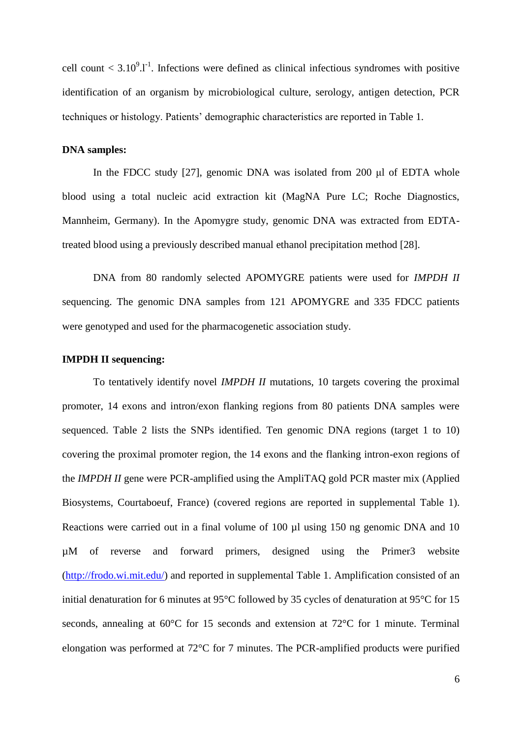cell count < $3.10^9.l^{-1}$. Infections were defined as clinical infectious syndromes with positive identification of an organism by microbiological culture, serology, antigen detection, PCR techniques or histology. Patients' demographic characteristics are reported in Table 1.

**DNA samples:**

In the FDCC study [27], genomic DNA was isolated from 200 µl of EDTA whole blood using a total nucleic acid extraction kit (MagNA Pure LC; Roche Diagnostics, Mannheim, Germany). In the Apomygre study, genomic DNA was extracted from EDTA-treated blood using a previously described manual ethanol precipitation method [28].

DNA from 80 randomly selected APOMYGRE patients were used for *IMPDH II* sequencing. The genomic DNA samples from 121 APOMYGRE and 335 FDCC patients were genotyped and used for the pharmacogenetic association study.

**IMPDH II sequencing:**

To tentatively identify novel *IMPDH II* mutations, 10 targets covering the proximal promoter, 14 exons and intron/exon flanking regions from 80 patients DNA samples were sequenced. Table 2 lists the SNPs identified. Ten genomic DNA regions (target 1 to 10) covering the proximal promoter region, the 14 exons and the flanking intron-exon regions of the *IMPDH II* gene were PCR-amplified using the AmpliTAQ gold PCR master mix (Applied Biosystems, Courtaboeuf, France) (covered regions are reported in supplemental Table 1). Reactions were carried out in a final volume of 100 µl using 150 ng genomic DNA and 10 µM of reverse and forward primers, designed using the Primer3 website (http://frodo.wi.mit.edu/) and reported in supplemental Table 1. Amplification consisted of an initial denaturation for 6 minutes at 95°C followed by 35 cycles of denaturation at 95°C for 15 seconds, annealing at 60°C for 15 seconds and extension at 72°C for 1 minute. Terminal elongation was performed at 72°C for 7 minutes. The PCR-amplified products were purified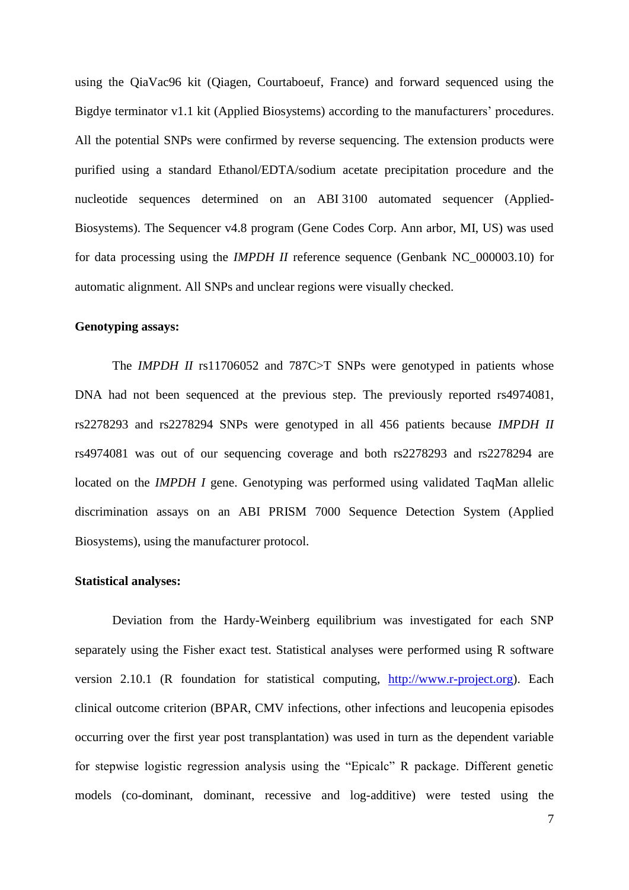using the QiaVac96 kit (Qiagen, Courtaboeuf, France) and forward sequenced using the Bigdye terminator v1.1 kit (Applied Biosystems) according to the manufacturers' procedures. All the potential SNPs were confirmed by reverse sequencing. The extension products were purified using a standard Ethanol/EDTA/sodium acetate precipitation procedure and the nucleotide sequences determined on an ABI 3100 automated sequencer (Applied-Biosystems). The Sequencer v4.8 program (Gene Codes Corp. Ann arbor, MI, US) was used for data processing using the *IMPDH II* reference sequence (Genbank NC_000003.10) for automatic alignment. All SNPs and unclear regions were visually checked.

**Genotyping assays:**

The *IMPDH II* rs11706052 and 787C>T SNPs were genotyped in patients whose DNA had not been sequenced at the previous step. The previously reported rs4974081, rs2278293 and rs2278294 SNPs were genotyped in all 456 patients because *IMPDH II* rs4974081 was out of our sequencing coverage and both rs2278293 and rs2278294 are located on the *IMPDH I* gene. Genotyping was performed using validated TaqMan allelic discrimination assays on an ABI PRISM 7000 Sequence Detection System (Applied Biosystems), using the manufacturer protocol.

**Statistical analyses:**

Deviation from the Hardy-Weinberg equilibrium was investigated for each SNP separately using the Fisher exact test. Statistical analyses were performed using R software version 2.10.1 (R foundation for statistical computing, http://www.r-project.org). Each clinical outcome criterion (BPAR, CMV infections, other infections and leucopenia episodes occurring over the first year post transplantation) was used in turn as the dependent variable for stepwise logistic regression analysis using the "Epicalc" R package. Different genetic models (co-dominant, dominant, recessive and log-additive) were tested using the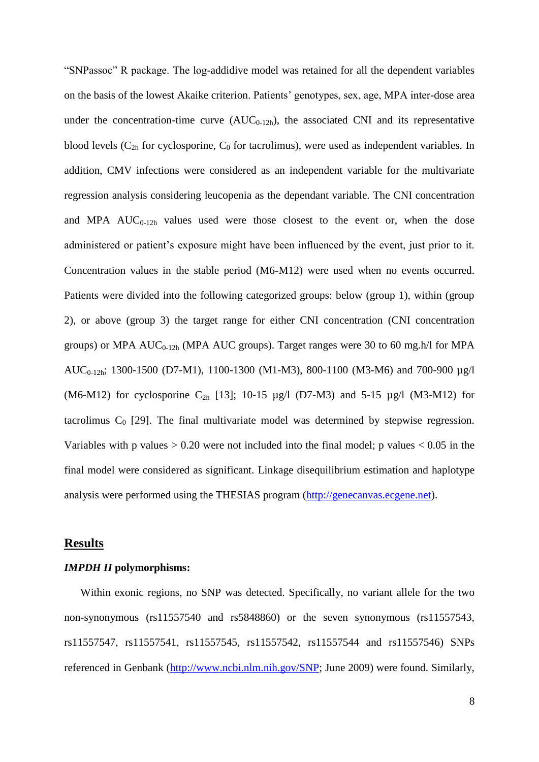"SNPassoc" R package. The log-addidive model was retained for all the dependent variables on the basis of the lowest Akaike criterion. Patients' genotypes, sex, age, MPA inter-dose area under the concentration-time curve ($AUC_{0\text{-}12h}$), the associated CNI and its representative blood levels ($C_{2h}$ for cyclosporine, $C_0$ for tacrolimus), were used as independent variables. In addition, CMV infections were considered as an independent variable for the multivariate regression analysis considering leucopenia as the dependant variable. The CNI concentration and MPA $AUC_{0\text{-}12h}$ values used were those closest to the event or, when the dose administered or patient's exposure might have been influenced by the event, just prior to it. Concentration values in the stable period (M6-M12) were used when no events occurred. Patients were divided into the following categorized groups: below (group 1), within (group 2), or above (group 3) the target range for either CNI concentration (CNI concentration groups) or MPA $AUC_{0\text{-}12h}$ (MPA AUC groups). Target ranges were 30 to 60 mg.h/l for MPA $AUC_{0\text{-}12h}$; 1300-1500 (D7-M1), 1100-1300 (M1-M3), 800-1100 (M3-M6) and 700-900 µg/l (M6-M12) for cyclosporine $C_{2h}$ [13]; 10-15 µg/l (D7-M3) and 5-15 µg/l (M3-M12) for tacrolimus $C_0$ [29]. The final multivariate model was determined by stepwise regression. Variables with p values > 0.20 were not included into the final model; p values < 0.05 in the final model were considered as significant. Linkage disequilibrium estimation and haplotype analysis were performed using the THESIAS program (http://genecanvas.ecgene.net).

## Results

### *IMPDH II* polymorphisms:

Within exonic regions, no SNP was detected. Specifically, no variant allele for the two non-synonymous (rs11557540 and rs5848860) or the seven synonymous (rs11557543, rs11557547, rs11557541, rs11557545, rs11557542, rs11557544 and rs11557546) SNPs referenced in Genbank (http://www.ncbi.nlm.nih.gov/SNP; June 2009) were found. Similarly,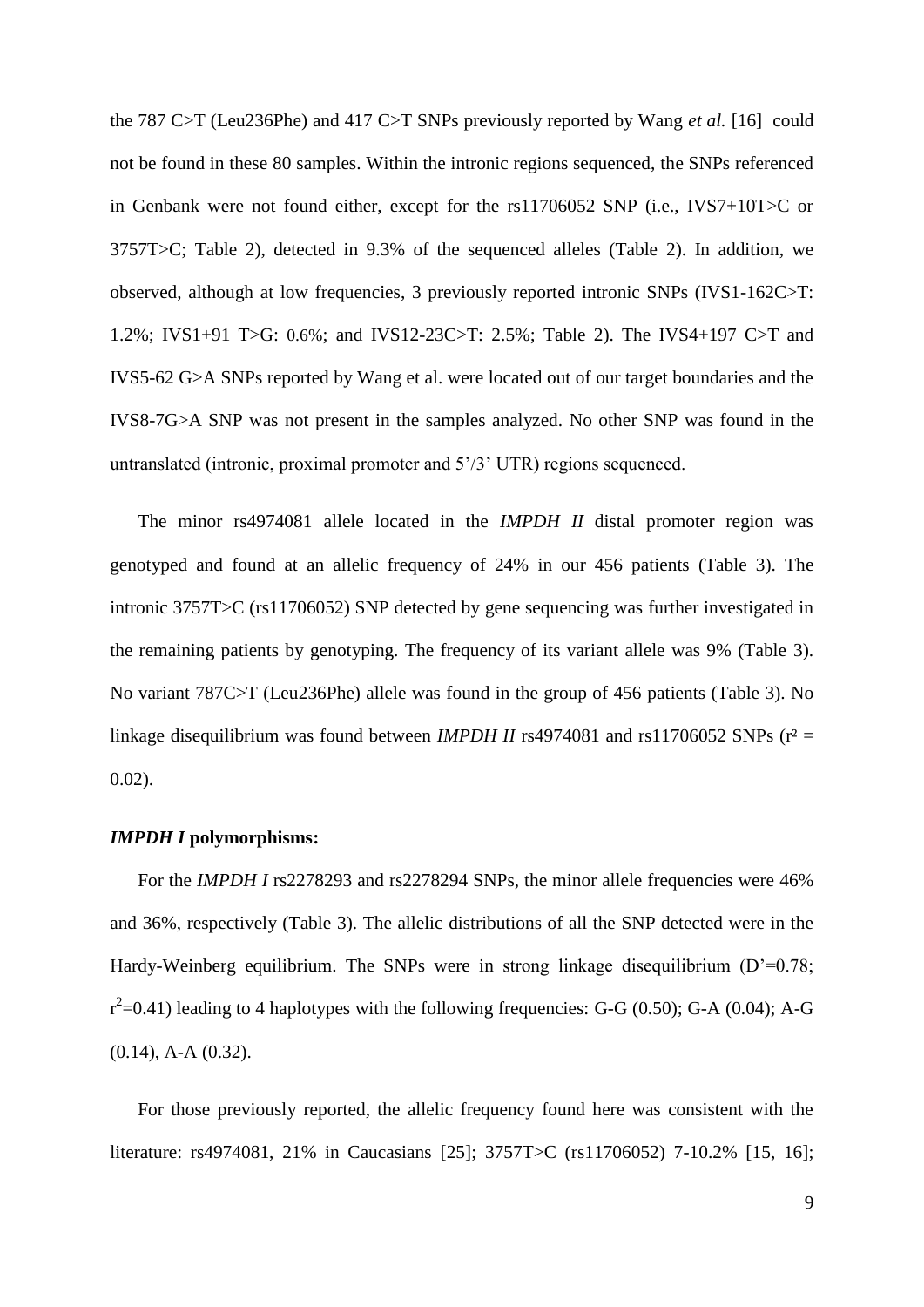the 787 C>T (Leu236Phe) and 417 C>T SNPs previously reported by Wang *et al.* [16] could not be found in these 80 samples. Within the intronic regions sequenced, the SNPs referenced in Genbank were not found either, except for the rs11706052 SNP (i.e., IVS7+10T>C or 3757T>C; Table 2), detected in 9.3% of the sequenced alleles (Table 2). In addition, we observed, although at low frequencies, 3 previously reported intronic SNPs (IVS1-162C>T: 1.2%; IVS1+91 T>G: 0.6%; and IVS12-23C>T: 2.5%; Table 2). The IVS4+197 C>T and IVS5-62 G>A SNPs reported by Wang et al. were located out of our target boundaries and the IVS8-7G>A SNP was not present in the samples analyzed. No other SNP was found in the untranslated (intronic, proximal promoter and 5'/3' UTR) regions sequenced.

The minor rs4974081 allele located in the *IMPDH II* distal promoter region was genotyped and found at an allelic frequency of 24% in our 456 patients (Table 3). The intronic 3757T>C (rs11706052) SNP detected by gene sequencing was further investigated in the remaining patients by genotyping. The frequency of its variant allele was 9% (Table 3). No variant 787C>T (Leu236Phe) allele was found in the group of 456 patients (Table 3). No linkage disequilibrium was found between *IMPDH II* rs4974081 and rs11706052 SNPs ($r^2$ = 0.02).

### *IMPDH I* polymorphisms:

For the *IMPDH I* rs2278293 and rs2278294 SNPs, the minor allele frequencies were 46% and 36%, respectively (Table 3). The allelic distributions of all the SNP detected were in the Hardy-Weinberg equilibrium. The SNPs were in strong linkage disequilibrium (D'=0.78; $r^2$=0.41) leading to 4 haplotypes with the following frequencies: G-G (0.50); G-A (0.04); A-G (0.14), A-A (0.32).

For those previously reported, the allelic frequency found here was consistent with the literature: rs4974081, 21% in Caucasians [25]; 3757T>C (rs11706052) 7-10.2% [15, 16];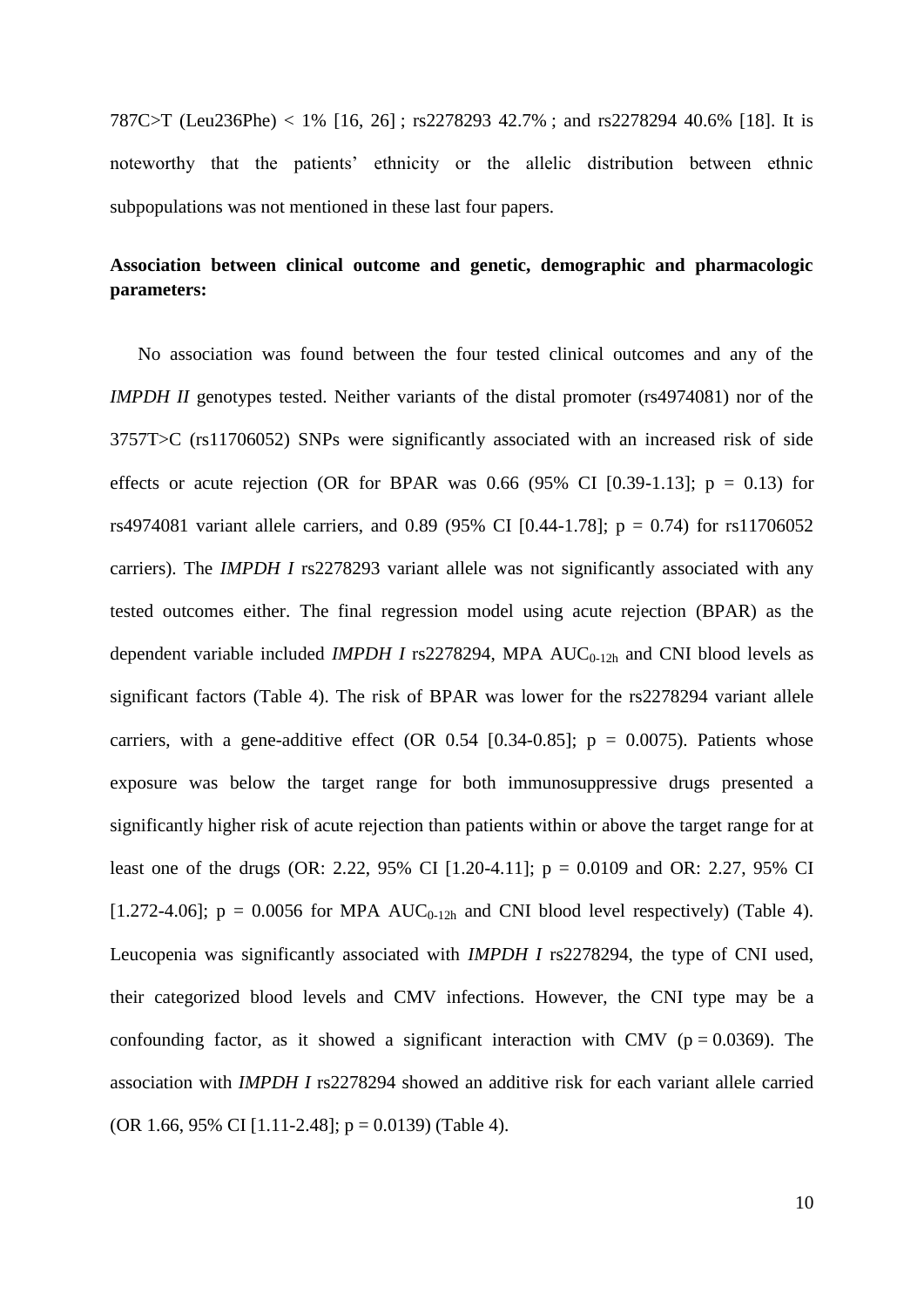787C>T (Leu236Phe) < 1% [16, 26] ; rs2278293 42.7% ; and rs2278294 40.6% [18]. It is noteworthy that the patients' ethnicity or the allelic distribution between ethnic subpopulations was not mentioned in these last four papers.

**Association between clinical outcome and genetic, demographic and pharmacologic parameters:**

No association was found between the four tested clinical outcomes and any of the *IMPDH II* genotypes tested. Neither variants of the distal promoter (rs4974081) nor of the 3757T>C (rs11706052) SNPs were significantly associated with an increased risk of side effects or acute rejection (OR for BPAR was 0.66 (95% CI [0.39-1.13]; $p = 0.13$) for rs4974081 variant allele carriers, and 0.89 (95% CI [0.44-1.78]; $p = 0.74$) for rs11706052 carriers). The *IMPDH I* rs2278293 variant allele was not significantly associated with any tested outcomes either. The final regression model using acute rejection (BPAR) as the dependent variable included *IMPDH I* rs2278294, MPA $AUC_{0\text{-}12h}$ and CNI blood levels as significant factors (Table 4). The risk of BPAR was lower for the rs2278294 variant allele carriers, with a gene-additive effect (OR 0.54 [0.34-0.85]; $p = 0.0075$). Patients whose exposure was below the target range for both immunosuppressive drugs presented a significantly higher risk of acute rejection than patients within or above the target range for at least one of the drugs (OR: 2.22, 95% CI [1.20-4.11]; $p = 0.0109$ and OR: 2.27, 95% CI [1.272-4.06]; $p = 0.0056$ for MPA $AUC_{0\text{-}12h}$ and CNI blood level respectively) (Table 4). Leucopenia was significantly associated with *IMPDH I* rs2278294, the type of CNI used, their categorized blood levels and CMV infections. However, the CNI type may be a confounding factor, as it showed a significant interaction with CMV ($p = 0.0369$). The association with *IMPDH I* rs2278294 showed an additive risk for each variant allele carried (OR 1.66, 95% CI [1.11-2.48]; $p = 0.0139$) (Table 4).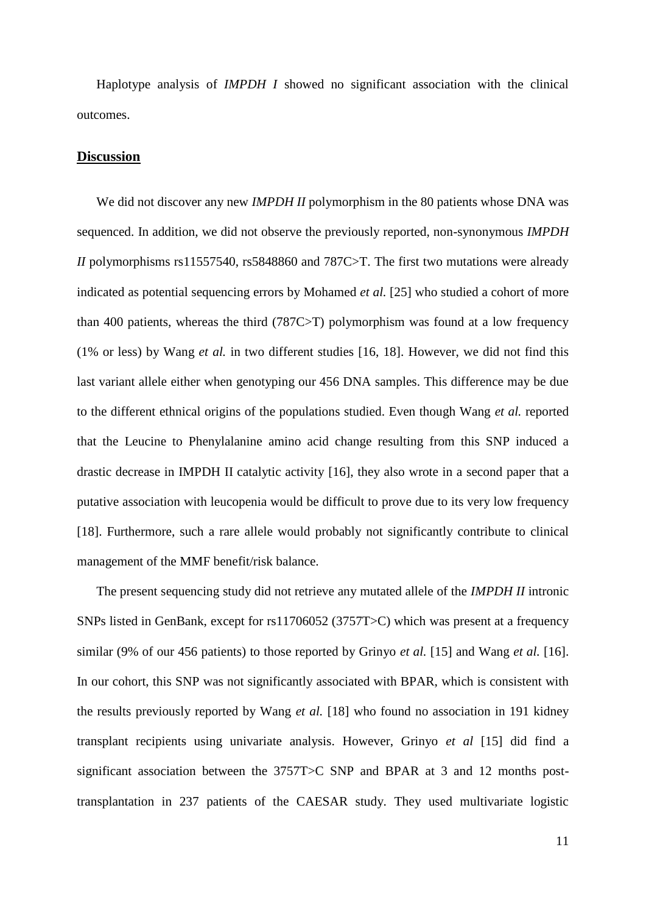Haplotype analysis of *IMPDH I* showed no significant association with the clinical outcomes.

## Discussion

We did not discover any new *IMPDH II* polymorphism in the 80 patients whose DNA was sequenced. In addition, we did not observe the previously reported, non-synonymous *IMPDH II* polymorphisms rs11557540, rs5848860 and 787C>T. The first two mutations were already indicated as potential sequencing errors by Mohamed *et al.* [25] who studied a cohort of more than 400 patients, whereas the third (787C>T) polymorphism was found at a low frequency (1% or less) by Wang *et al.* in two different studies [16, 18]. However, we did not find this last variant allele either when genotyping our 456 DNA samples. This difference may be due to the different ethnical origins of the populations studied. Even though Wang *et al.* reported that the Leucine to Phenylalanine amino acid change resulting from this SNP induced a drastic decrease in IMPDH II catalytic activity [16], they also wrote in a second paper that a putative association with leucopenia would be difficult to prove due to its very low frequency [18]. Furthermore, such a rare allele would probably not significantly contribute to clinical management of the MMF benefit/risk balance.

The present sequencing study did not retrieve any mutated allele of the *IMPDH II* intronic SNPs listed in GenBank, except for rs11706052 (3757T>C) which was present at a frequency similar (9% of our 456 patients) to those reported by Grinyo *et al.* [15] and Wang *et al.* [16]. In our cohort, this SNP was not significantly associated with BPAR, which is consistent with the results previously reported by Wang *et al.* [18] who found no association in 191 kidney transplant recipients using univariate analysis. However, Grinyo *et al* [15] did find a significant association between the 3757T>C SNP and BPAR at 3 and 12 months post-transplantation in 237 patients of the CAESAR study. They used multivariate logistic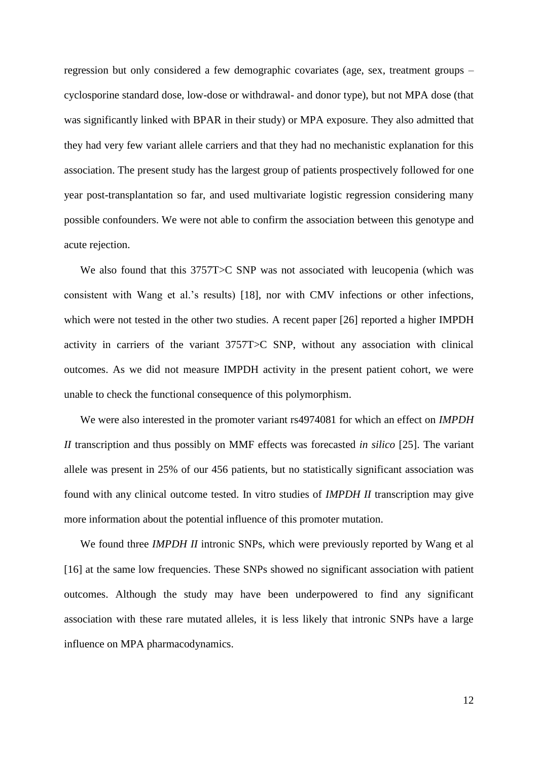regression but only considered a few demographic covariates (age, sex, treatment groups – cyclosporine standard dose, low-dose or withdrawal- and donor type), but not MPA dose (that was significantly linked with BPAR in their study) or MPA exposure. They also admitted that they had very few variant allele carriers and that they had no mechanistic explanation for this association. The present study has the largest group of patients prospectively followed for one year post-transplantation so far, and used multivariate logistic regression considering many possible confounders. We were not able to confirm the association between this genotype and acute rejection.

We also found that this 3757T>C SNP was not associated with leucopenia (which was consistent with Wang et al.'s results) [18], nor with CMV infections or other infections, which were not tested in the other two studies. A recent paper [26] reported a higher IMPDH activity in carriers of the variant 3757T>C SNP, without any association with clinical outcomes. As we did not measure IMPDH activity in the present patient cohort, we were unable to check the functional consequence of this polymorphism.

We were also interested in the promoter variant rs4974081 for which an effect on *IMPDH II* transcription and thus possibly on MMF effects was forecasted *in silico* [25]. The variant allele was present in 25% of our 456 patients, but no statistically significant association was found with any clinical outcome tested. In vitro studies of *IMPDH II* transcription may give more information about the potential influence of this promoter mutation.

We found three *IMPDH II* intronic SNPs, which were previously reported by Wang et al [16] at the same low frequencies. These SNPs showed no significant association with patient outcomes. Although the study may have been underpowered to find any significant association with these rare mutated alleles, it is less likely that intronic SNPs have a large influence on MPA pharmacodynamics.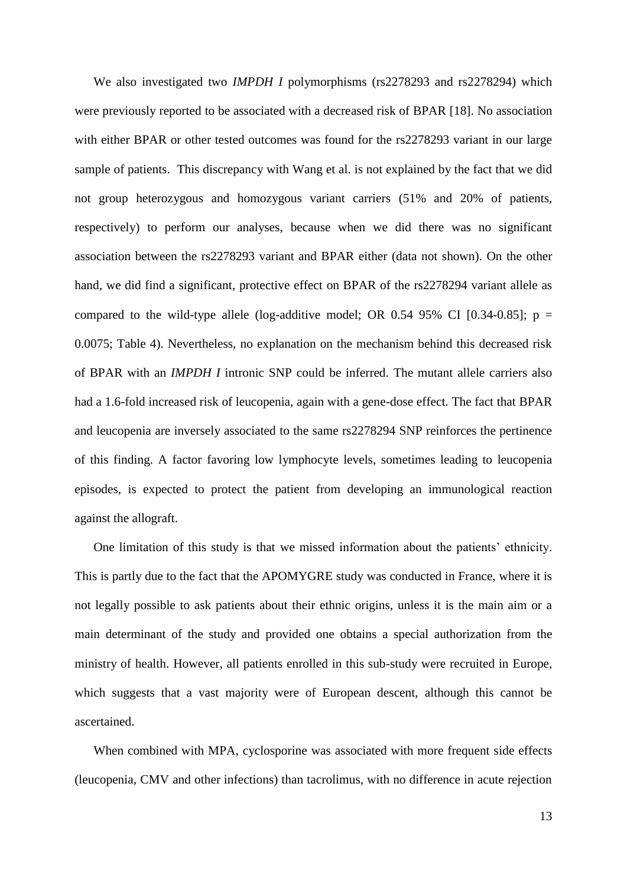We also investigated two *IMPDH I* polymorphisms (rs2278293 and rs2278294) which were previously reported to be associated with a decreased risk of BPAR [18]. No association with either BPAR or other tested outcomes was found for the rs2278293 variant in our large sample of patients. This discrepancy with Wang et al. is not explained by the fact that we did not group heterozygous and homozygous variant carriers (51% and 20% of patients, respectively) to perform our analyses, because when we did there was no significant association between the rs2278293 variant and BPAR either (data not shown). On the other hand, we did find a significant, protective effect on BPAR of the rs2278294 variant allele as compared to the wild-type allele (log-additive model; OR 0.54 95% CI [0.34-0.85]; $p = 0.0075$; Table 4). Nevertheless, no explanation on the mechanism behind this decreased risk of BPAR with an *IMPDH I* intronic SNP could be inferred. The mutant allele carriers also had a 1.6-fold increased risk of leucopenia, again with a gene-dose effect. The fact that BPAR and leucopenia are inversely associated to the same rs2278294 SNP reinforces the pertinence of this finding. A factor favoring low lymphocyte levels, sometimes leading to leucopenia episodes, is expected to protect the patient from developing an immunological reaction against the allograft.

One limitation of this study is that we missed information about the patients' ethnicity. This is partly due to the fact that the APOMYGRE study was conducted in France, where it is not legally possible to ask patients about their ethnic origins, unless it is the main aim or a main determinant of the study and provided one obtains a special authorization from the ministry of health. However, all patients enrolled in this sub-study were recruited in Europe, which suggests that a vast majority were of European descent, although this cannot be ascertained.

When combined with MPA, cyclosporine was associated with more frequent side effects (leucopenia, CMV and other infections) than tacrolimus, with no difference in acute rejection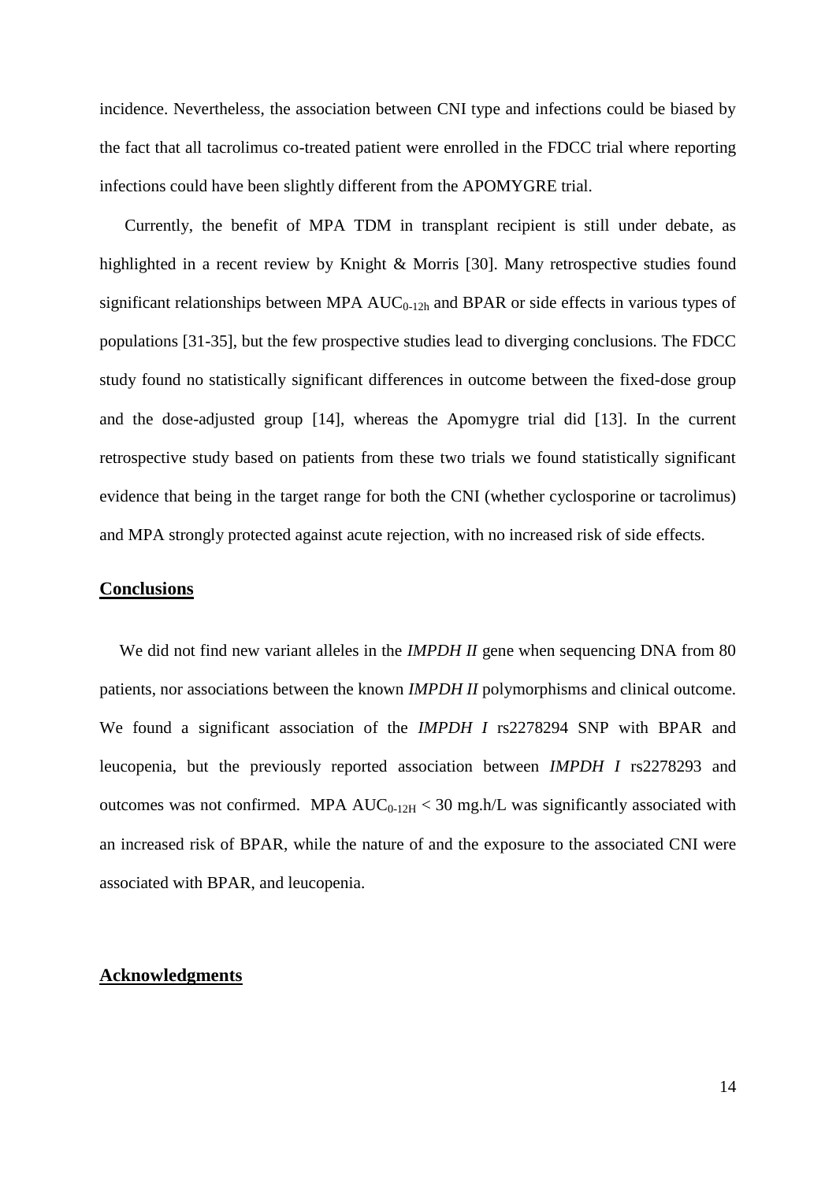incidence. Nevertheless, the association between CNI type and infections could be biased by the fact that all tacrolimus co-treated patient were enrolled in the FDCC trial where reporting infections could have been slightly different from the APOMYGRE trial.

Currently, the benefit of MPA TDM in transplant recipient is still under debate, as highlighted in a recent review by Knight & Morris [30]. Many retrospective studies found significant relationships between MPA $AUC_{0\text{-}12h}$ and BPAR or side effects in various types of populations [31-35], but the few prospective studies lead to diverging conclusions. The FDCC study found no statistically significant differences in outcome between the fixed-dose group and the dose-adjusted group [14], whereas the Apomygre trial did [13]. In the current retrospective study based on patients from these two trials we found statistically significant evidence that being in the target range for both the CNI (whether cyclosporine or tacrolimus) and MPA strongly protected against acute rejection, with no increased risk of side effects.

## Conclusions

We did not find new variant alleles in the *IMPDH II* gene when sequencing DNA from 80 patients, nor associations between the known *IMPDH II* polymorphisms and clinical outcome. We found a significant association of the *IMPDH I* rs2278294 SNP with BPAR and leucopenia, but the previously reported association between *IMPDH I* rs2278293 and outcomes was not confirmed. MPA $AUC_{0\text{-}12H} < 30$ mg.h/L was significantly associated with an increased risk of BPAR, while the nature of and the exposure to the associated CNI were associated with BPAR, and leucopenia.

## Acknowledgments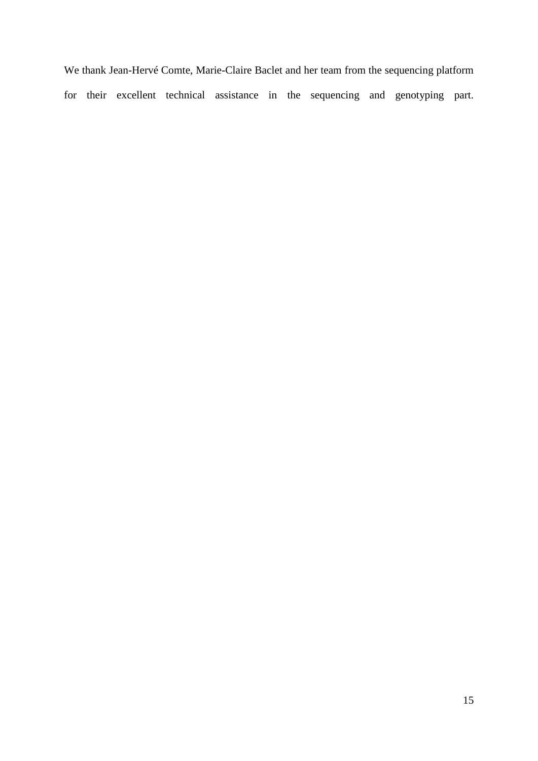We thank Jean-Hervé Comte, Marie-Claire Baclet and her team from the sequencing platform for their excellent technical assistance in the sequencing and genotyping part.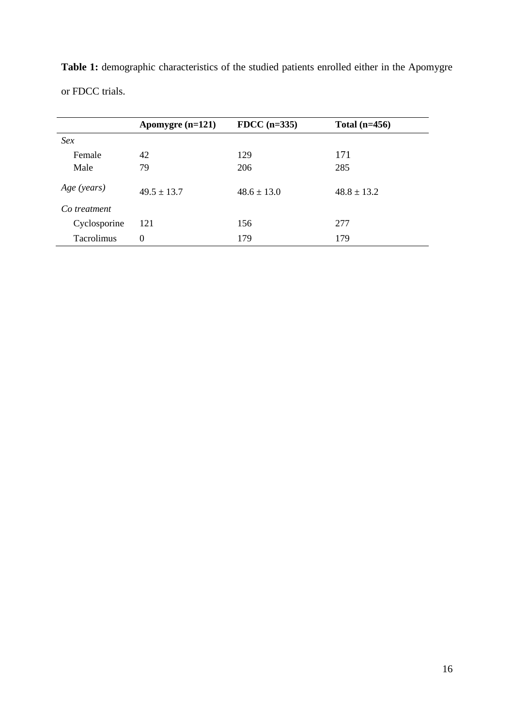**Table 1:** demographic characteristics of the studied patients enrolled either in the Apomygre or FDCC trials.

| | **Apomygre (n=121)** | **FDCC (n=335)** | **Total (n=456)** |
|---|---|---|---|
| *Sex* | | | |
| Female | 42 | 129 | 171 |
| Male | 79 | 206 | 285 |
| *Age (years)* | 49.5 ± 13.7 | 48.6 ± 13.0 | 48.8 ± 13.2 |
| *Co treatment* | | | |
| Cyclosporine | 121 | 156 | 277 |
| Tacrolimus | 0 | 179 | 179 |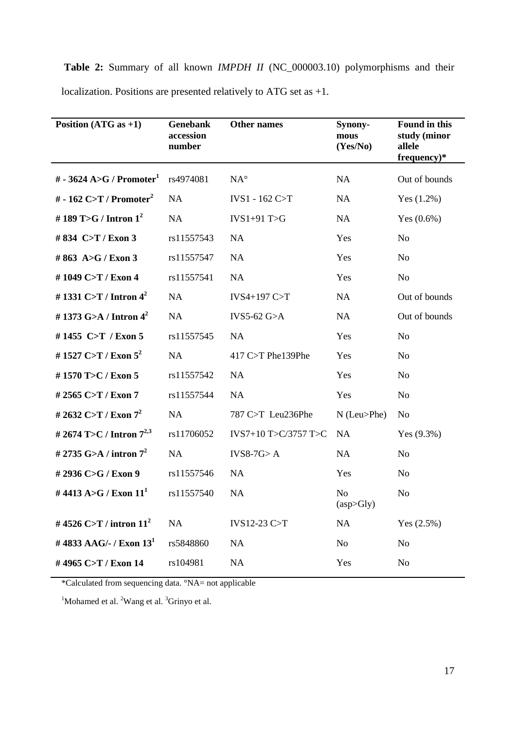**Table 2:** Summary of all known *IMPDH II* (NC_000003.10) polymorphisms and their localization. Positions are presented relatively to ATG set as +1.

| Position (ATG as +1) | Genebank accession number | Other names | Synony-mous (Yes/No) | Found in this study (minor allele frequency)* |
|---|---|---|---|---|
| **# - 3624 A>G / Promoter[1]** | rs4974081 | NA° | NA | Out of bounds |
| **# - 162 C>T / Promoter[2]** | NA | IVS1 - 162 C>T | NA | Yes (1.2%) |
| **# 189 T>G / Intron 1[2]** | NA | IVS1+91 T>G | NA | Yes (0.6%) |
| **# 834 C>T / Exon 3** | rs11557543 | NA | Yes | No |
| **# 863 A>G / Exon 3** | rs11557547 | NA | Yes | No |
| **# 1049 C>T / Exon 4** | rs11557541 | NA | Yes | No |
| **# 1331 C>T / Intron 4[2]** | NA | IVS4+197 C>T | NA | Out of bounds |
| **# 1373 G>A / Intron 4[2]** | NA | IVS5-62 G>A | NA | Out of bounds |
| **# 1455 C>T / Exon 5** | rs11557545 | NA | Yes | No |
| **# 1527 C>T / Exon 5[2]** | NA | 417 C>T Phe139Phe | Yes | No |
| **# 1570 T>C / Exon 5** | rs11557542 | NA | Yes | No |
| **# 2565 C>T / Exon 7** | rs11557544 | NA | Yes | No |
| **# 2632 C>T / Exon 7[2]** | NA | 787 C>T Leu236Phe | N (Leu>Phe) | No |
| **# 2674 T>C / Intron 7[2,3]** | rs11706052 | IVS7+10 T>C/3757 T>C | NA | Yes (9.3%) |
| **# 2735 G>A / intron 7[2]** | NA | IVS8-7G> A | NA | No |
| **# 2936 C>G / Exon 9** | rs11557546 | NA | Yes | No |
| **# 4413 A>G / Exon 11[1]** | rs11557540 | NA | No (asp>Gly) | No |
| **# 4526 C>T / intron 11[2]** | NA | IVS12-23 C>T | NA | Yes (2.5%) |
| **# 4833 AAG/- / Exon 13[1]** | rs5848860 | NA | No | No |
| **# 4965 C>T / Exon 14** | rs104981 | NA | Yes | No |

*Calculated from sequencing data. °NA= not applicable

[1]Mohamed et al. [2]Wang et al. [3]Grinyo et al.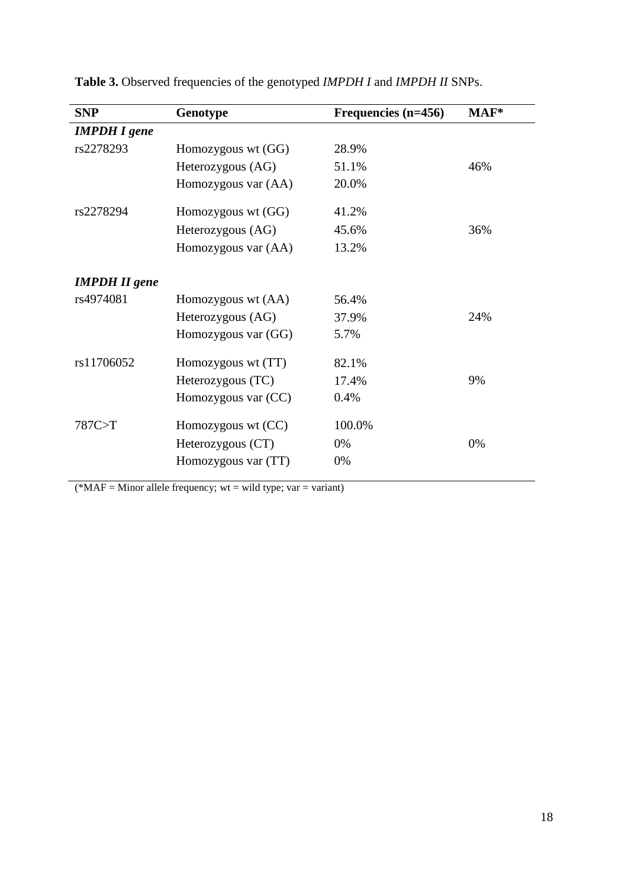**Table 3.** Observed frequencies of the genotyped *IMPDH I* and *IMPDH II* SNPs.

| SNP | Genotype | Frequencies (n=456) | MAF* |
|---|---|---|---|
| ***IMPDH I gene*** | | | |
| rs2278293 | Homozygous wt (GG) | 28.9% | |
| | Heterozygous (AG) | 51.1% | 46% |
| | Homozygous var (AA) | 20.0% | |
| rs2278294 | Homozygous wt (GG) | 41.2% | |
| | Heterozygous (AG) | 45.6% | 36% |
| | Homozygous var (AA) | 13.2% | |
| ***IMPDH II gene*** | | | |
| rs4974081 | Homozygous wt (AA) | 56.4% | |
| | Heterozygous (AG) | 37.9% | 24% |
| | Homozygous var (GG) | 5.7% | |
| rs11706052 | Homozygous wt (TT) | 82.1% | |
| | Heterozygous (TC) | 17.4% | 9% |
| | Homozygous var (CC) | 0.4% | |
| 787C>T | Homozygous wt (CC) | 100.0% | |
| | Heterozygous (CT) | 0% | 0% |
| | Homozygous var (TT) | 0% | |

(*MAF = Minor allele frequency; wt = wild type; var = variant)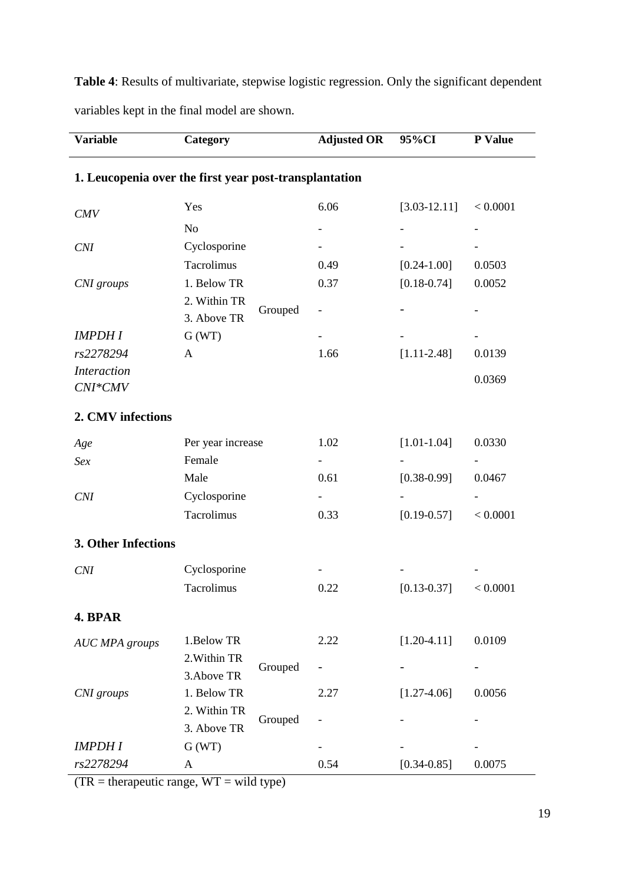**Table 4**: Results of multivariate, stepwise logistic regression. Only the significant dependent variables kept in the final model are shown.

| Variable | Category | | Adjusted OR | 95%CI | P Value |
|---|---|---|---|---|---|
| **1. Leucopenia over the first year post-transplantation** | | | | | |
| *CMV* | Yes | | 6.06 | [3.03-12.11] | < 0.0001 |
| | No | | - | - | - |
| *CNI* | Cyclosporine | | - | - | - |
| | Tacrolimus | | 0.49 | [0.24-1.00] | 0.0503 |
| *CNI groups* | 1. Below TR | | 0.37 | [0.18-0.74] | 0.0052 |
| | 2. Within TR<br>3. Above TR | Grouped | - | - | - |
| *IMPDH I* | G (WT) | | - | - | - |
| *rs2278294* | A | | 1.66 | [1.11-2.48] | 0.0139 |
| *Interaction CNI*CMV* | | | | | 0.0369 |
| **2. CMV infections** | | | | | |
| *Age* | Per year increase | | 1.02 | [1.01-1.04] | 0.0330 |
| *Sex* | Female | | - | - | - |
| | Male | | 0.61 | [0.38-0.99] | 0.0467 |
| *CNI* | Cyclosporine | | - | - | - |
| | Tacrolimus | | 0.33 | [0.19-0.57] | < 0.0001 |
| **3. Other Infections** | | | | | |
| *CNI* | Cyclosporine | | - | - | - |
| | Tacrolimus | | 0.22 | [0.13-0.37] | < 0.0001 |
| **4. BPAR** | | | | | |
| *AUC MPA groups* | 1.Below TR | | 2.22 | [1.20-4.11] | 0.0109 |
| | 2.Within TR<br>3.Above TR | Grouped | - | - | - |
| *CNI groups* | 1. Below TR | | 2.27 | [1.27-4.06] | 0.0056 |
| | 2. Within TR<br>3. Above TR | Grouped | - | - | - |
| *IMPDH I* | G (WT) | | - | - | - |
| *rs2278294* | A | | 0.54 | [0.34-0.85] | 0.0075 |

(TR = therapeutic range, WT = wild type)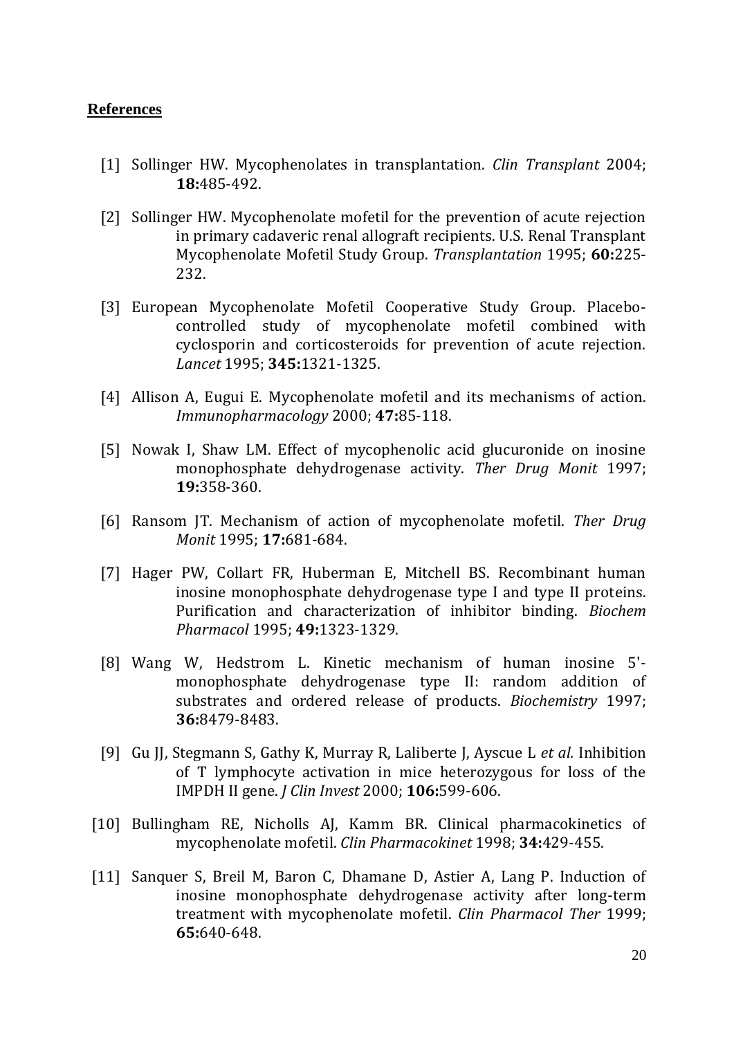## References

[1] Sollinger HW. Mycophenolates in transplantation. *Clin Transplant* 2004; **18:**485-492.

[2] Sollinger HW. Mycophenolate mofetil for the prevention of acute rejection in primary cadaveric renal allograft recipients. U.S. Renal Transplant Mycophenolate Mofetil Study Group. *Transplantation* 1995; **60:**225-232.

[3] European Mycophenolate Mofetil Cooperative Study Group. Placebo-controlled study of mycophenolate mofetil combined with cyclosporin and corticosteroids for prevention of acute rejection. *Lancet* 1995; **345:**1321-1325.

[4] Allison A, Eugui E. Mycophenolate mofetil and its mechanisms of action. *Immunopharmacology* 2000; **47:**85-118.

[5] Nowak I, Shaw LM. Effect of mycophenolic acid glucuronide on inosine monophosphate dehydrogenase activity. *Ther Drug Monit* 1997; **19:**358-360.

[6] Ransom JT. Mechanism of action of mycophenolate mofetil. *Ther Drug Monit* 1995; **17:**681-684.

[7] Hager PW, Collart FR, Huberman E, Mitchell BS. Recombinant human inosine monophosphate dehydrogenase type I and type II proteins. Purification and characterization of inhibitor binding. *Biochem Pharmacol* 1995; **49:**1323-1329.

[8] Wang W, Hedstrom L. Kinetic mechanism of human inosine 5'-monophosphate dehydrogenase type II: random addition of substrates and ordered release of products. *Biochemistry* 1997; **36:**8479-8483.

[9] Gu JJ, Stegmann S, Gathy K, Murray R, Laliberte J, Ayscue L *et al.* Inhibition of T lymphocyte activation in mice heterozygous for loss of the IMPDH II gene. *J Clin Invest* 2000; **106:**599-606.

[10] Bullingham RE, Nicholls AJ, Kamm BR. Clinical pharmacokinetics of mycophenolate mofetil. *Clin Pharmacokinet* 1998; **34:**429-455.

[11] Sanquer S, Breil M, Baron C, Dhamane D, Astier A, Lang P. Induction of inosine monophosphate dehydrogenase activity after long-term treatment with mycophenolate mofetil. *Clin Pharmacol Ther* 1999; **65:**640-648.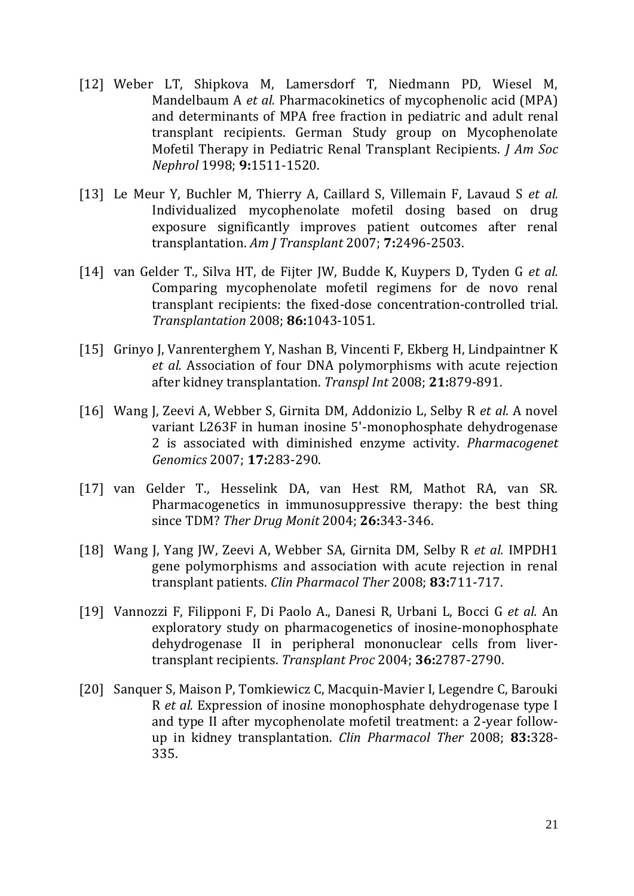[12] Weber LT, Shipkova M, Lamersdorf T, Niedmann PD, Wiesel M, Mandelbaum A *et al.* Pharmacokinetics of mycophenolic acid (MPA) and determinants of MPA free fraction in pediatric and adult renal transplant recipients. German Study group on Mycophenolate Mofetil Therapy in Pediatric Renal Transplant Recipients. *J Am Soc Nephrol* 1998; **9:**1511-1520.

[13] Le Meur Y, Buchler M, Thierry A, Caillard S, Villemain F, Lavaud S *et al.* Individualized mycophenolate mofetil dosing based on drug exposure significantly improves patient outcomes after renal transplantation. *Am J Transplant* 2007; **7:**2496-2503.

[14] van Gelder T., Silva HT, de Fijter JW, Budde K, Kuypers D, Tyden G *et al.* Comparing mycophenolate mofetil regimens for de novo renal transplant recipients: the fixed-dose concentration-controlled trial. *Transplantation* 2008; **86:**1043-1051.

[15] Grinyo J, Vanrenterghem Y, Nashan B, Vincenti F, Ekberg H, Lindpaintner K *et al.* Association of four DNA polymorphisms with acute rejection after kidney transplantation. *Transpl Int* 2008; **21:**879-891.

[16] Wang J, Zeevi A, Webber S, Girnita DM, Addonizio L, Selby R *et al.* A novel variant L263F in human inosine 5'-monophosphate dehydrogenase 2 is associated with diminished enzyme activity. *Pharmacogenet Genomics* 2007; **17:**283-290.

[17] van Gelder T., Hesselink DA, van Hest RM, Mathot RA, van SR. Pharmacogenetics in immunosuppressive therapy: the best thing since TDM? *Ther Drug Monit* 2004; **26:**343-346.

[18] Wang J, Yang JW, Zeevi A, Webber SA, Girnita DM, Selby R *et al.* IMPDH1 gene polymorphisms and association with acute rejection in renal transplant patients. *Clin Pharmacol Ther* 2008; **83:**711-717.

[19] Vannozzi F, Filipponi F, Di Paolo A., Danesi R, Urbani L, Bocci G *et al.* An exploratory study on pharmacogenetics of inosine-monophosphate dehydrogenase II in peripheral mononuclear cells from liver-transplant recipients. *Transplant Proc* 2004; **36:**2787-2790.

[20] Sanquer S, Maison P, Tomkiewicz C, Macquin-Mavier I, Legendre C, Barouki R *et al.* Expression of inosine monophosphate dehydrogenase type I and type II after mycophenolate mofetil treatment: a 2-year follow-up in kidney transplantation. *Clin Pharmacol Ther* 2008; **83:**328-335.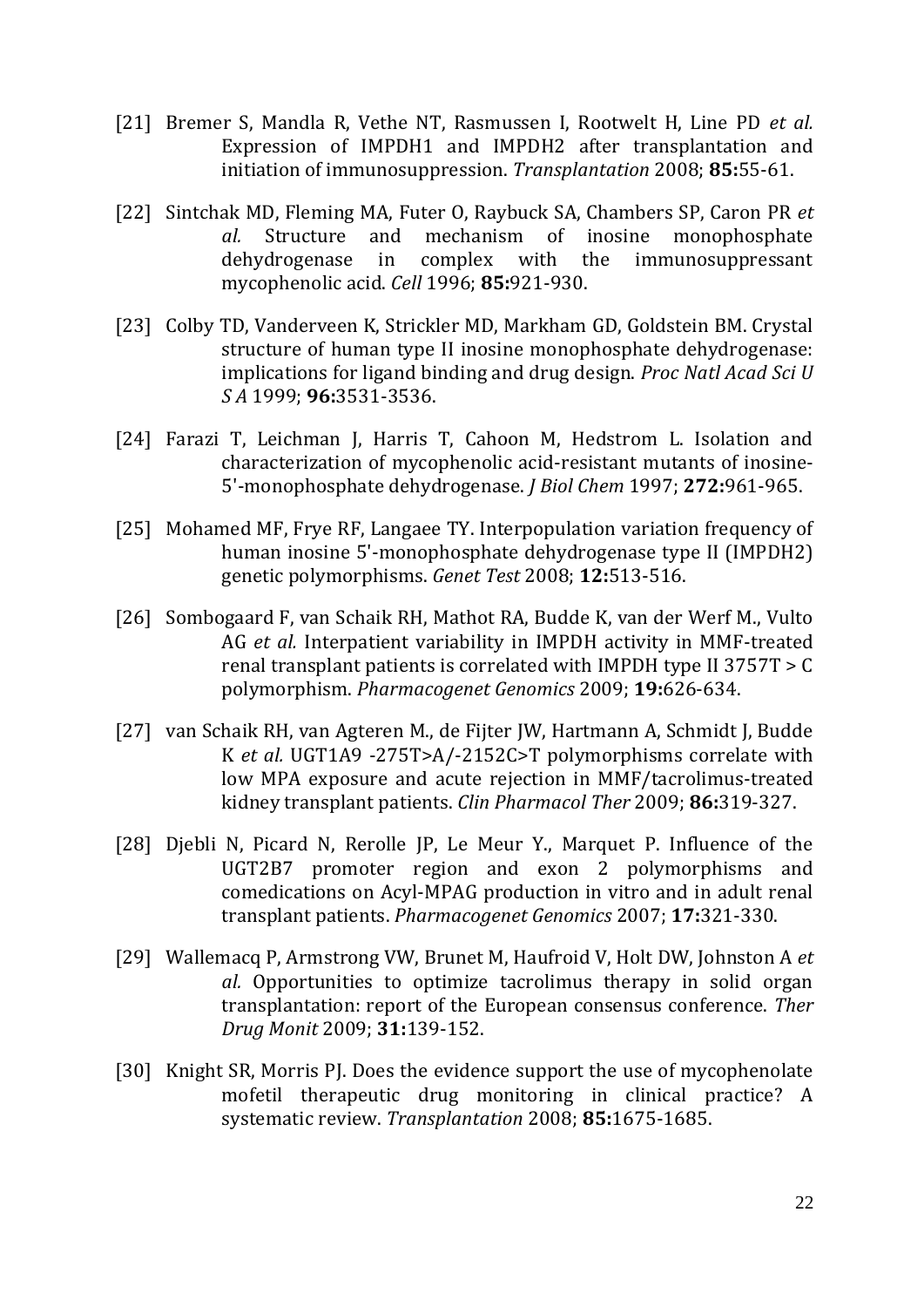[21] Bremer S, Mandla R, Vethe NT, Rasmussen I, Rootwelt H, Line PD *et al.* Expression of IMPDH1 and IMPDH2 after transplantation and initiation of immunosuppression. *Transplantation* 2008; **85:**55-61.

[22] Sintchak MD, Fleming MA, Futer O, Raybuck SA, Chambers SP, Caron PR *et al.* Structure and mechanism of inosine monophosphate dehydrogenase in complex with the immunosuppressant mycophenolic acid. *Cell* 1996; **85:**921-930.

[23] Colby TD, Vanderveen K, Strickler MD, Markham GD, Goldstein BM. Crystal structure of human type II inosine monophosphate dehydrogenase: implications for ligand binding and drug design. *Proc Natl Acad Sci U S A* 1999; **96:**3531-3536.

[24] Farazi T, Leichman J, Harris T, Cahoon M, Hedstrom L. Isolation and characterization of mycophenolic acid-resistant mutants of inosine-5'-monophosphate dehydrogenase. *J Biol Chem* 1997; **272:**961-965.

[25] Mohamed MF, Frye RF, Langaee TY. Interpopulation variation frequency of human inosine 5'-monophosphate dehydrogenase type II (IMPDH2) genetic polymorphisms. *Genet Test* 2008; **12:**513-516.

[26] Sombogaard F, van Schaik RH, Mathot RA, Budde K, van der Werf M., Vulto AG *et al.* Interpatient variability in IMPDH activity in MMF-treated renal transplant patients is correlated with IMPDH type II 3757T > C polymorphism. *Pharmacogenet Genomics* 2009; **19:**626-634.

[27] van Schaik RH, van Agteren M., de Fijter JW, Hartmann A, Schmidt J, Budde K *et al.* UGT1A9 -275T>A/-2152C>T polymorphisms correlate with low MPA exposure and acute rejection in MMF/tacrolimus-treated kidney transplant patients. *Clin Pharmacol Ther* 2009; **86:**319-327.

[28] Djebli N, Picard N, Rerolle JP, Le Meur Y., Marquet P. Influence of the UGT2B7 promoter region and exon 2 polymorphisms and comedications on Acyl-MPAG production in vitro and in adult renal transplant patients. *Pharmacogenet Genomics* 2007; **17:**321-330.

[29] Wallemacq P, Armstrong VW, Brunet M, Haufroid V, Holt DW, Johnston A *et al.* Opportunities to optimize tacrolimus therapy in solid organ transplantation: report of the European consensus conference. *Ther Drug Monit* 2009; **31:**139-152.

[30] Knight SR, Morris PJ. Does the evidence support the use of mycophenolate mofetil therapeutic drug monitoring in clinical practice? A systematic review. *Transplantation* 2008; **85:**1675-1685.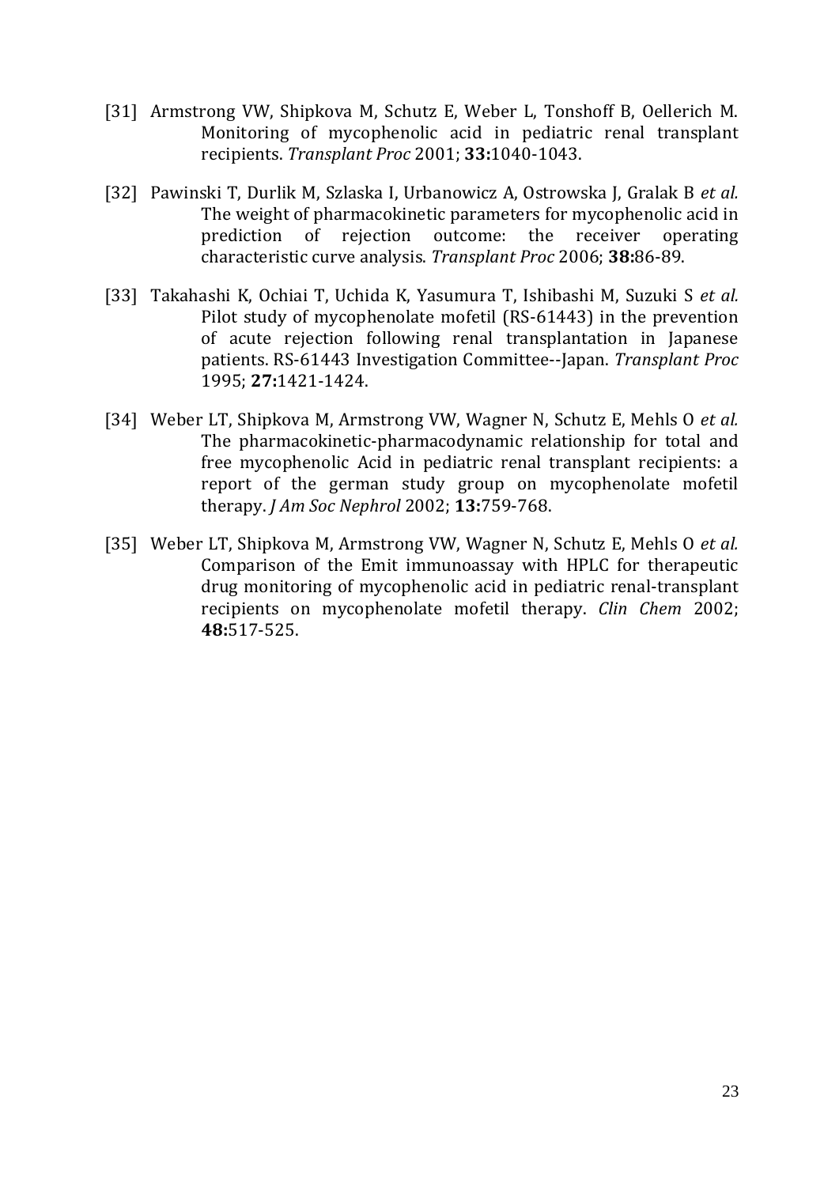[31] Armstrong VW, Shipkova M, Schutz E, Weber L, Tonshoff B, Oellerich M. Monitoring of mycophenolic acid in pediatric renal transplant recipients. *Transplant Proc* 2001; **33:**1040-1043.

[32] Pawinski T, Durlik M, Szlaska I, Urbanowicz A, Ostrowska J, Gralak B *et al.* The weight of pharmacokinetic parameters for mycophenolic acid in prediction of rejection outcome: the receiver operating characteristic curve analysis. *Transplant Proc* 2006; **38:**86-89.

[33] Takahashi K, Ochiai T, Uchida K, Yasumura T, Ishibashi M, Suzuki S *et al.* Pilot study of mycophenolate mofetil (RS-61443) in the prevention of acute rejection following renal transplantation in Japanese patients. RS-61443 Investigation Committee--Japan. *Transplant Proc* 1995; **27:**1421-1424.

[34] Weber LT, Shipkova M, Armstrong VW, Wagner N, Schutz E, Mehls O *et al.* The pharmacokinetic-pharmacodynamic relationship for total and free mycophenolic Acid in pediatric renal transplant recipients: a report of the german study group on mycophenolate mofetil therapy. *J Am Soc Nephrol* 2002; **13:**759-768.

[35] Weber LT, Shipkova M, Armstrong VW, Wagner N, Schutz E, Mehls O *et al.* Comparison of the Emit immunoassay with HPLC for therapeutic drug monitoring of mycophenolic acid in pediatric renal-transplant recipients on mycophenolate mofetil therapy. *Clin Chem* 2002; **48:**517-525.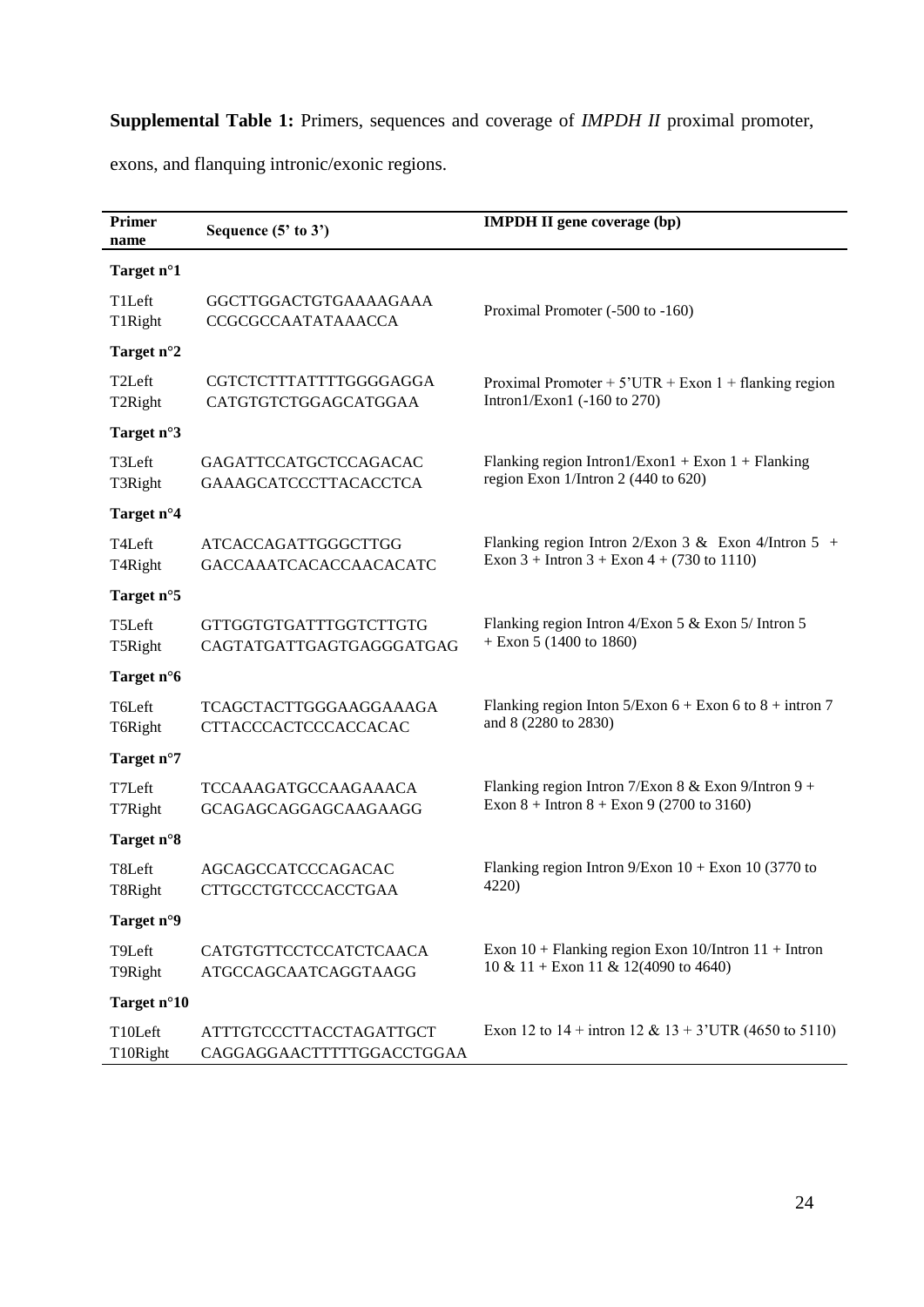**Supplemental Table 1:** Primers, sequences and coverage of *IMPDH II* proximal promoter, exons, and flanquing intronic/exonic regions.

| Primer name | Sequence (5' to 3') | IMPDH II gene coverage (bp) |
|---|---|---|
| **Target n°1** | | |
| T1Left<br>T1Right | GGCTTGGACTGTGAAAAGAAA<br>CCGCGCCAATATAAACCA | Proximal Promoter (-500 to -160) |
| **Target n°2** | | |
| T2Left<br>T2Right | CGTCTCTTTATTTTGGGGAGGA<br>CATGTGTCTGGAGCATGGAA | Proximal Promoter + 5'UTR + Exon 1 + flanking region Intron1/Exon1 (-160 to 270) |
| **Target n°3** | | |
| T3Left<br>T3Right | GAGATTCCATGCTCCAGACAC<br>GAAAGCATCCCTTACACCTCA | Flanking region Intron1/Exon1 + Exon 1 + Flanking region Exon 1/Intron 2 (440 to 620) |
| **Target n°4** | | |
| T4Left<br>T4Right | ATCACCAGATTGGGCTTGG<br>GACCAAATCACACCAACACATC | Flanking region Intron 2/Exon 3 & Exon 4/Intron 5 + Exon 3 + Intron 3 + Exon 4 + (730 to 1110) |
| **Target n°5** | | |
| T5Left<br>T5Right | GTTGGTGTGATTTGGTCTTGTG<br>CAGTATGATTGAGTGAGGGATGAG | Flanking region Intron 4/Exon 5 & Exon 5/ Intron 5 + Exon 5 (1400 to 1860) |
| **Target n°6** | | |
| T6Left<br>T6Right | TCAGCTACTTGGGAAGGAAAGA<br>CTTACCCACTCCCACCACAC | Flanking region Inton 5/Exon 6 + Exon 6 to 8 + intron 7 and 8 (2280 to 2830) |
| **Target n°7** | | |
| T7Left<br>T7Right | TCCAAAGATGCCAAGAAACA<br>GCAGAGCAGGAGCAAGAAGG | Flanking region Intron 7/Exon 8 & Exon 9/Intron 9 + Exon 8 + Intron 8 + Exon 9 (2700 to 3160) |
| **Target n°8** | | |
| T8Left<br>T8Right | AGCAGCCATCCCAGACAC<br>CTTGCCTGTCCCACCTGAA | Flanking region Intron 9/Exon 10 + Exon 10 (3770 to 4220) |
| **Target n°9** | | |
| T9Left<br>T9Right | CATGTGTTCCTCCATCTCAACA<br>ATGCCAGCAATCAGGTAAGG | Exon 10 + Flanking region Exon 10/Intron 11 + Intron 10 & 11 + Exon 11 & 12(4090 to 4640) |
| **Target n°10** | | |
| T10Left<br>T10Right | ATTTGTCCCTTACCTAGATTGCT<br>CAGGAGGAACTTTTTGGACCTGGAA | Exon 12 to 14 + intron 12 & 13 + 3'UTR (4650 to 5110) |